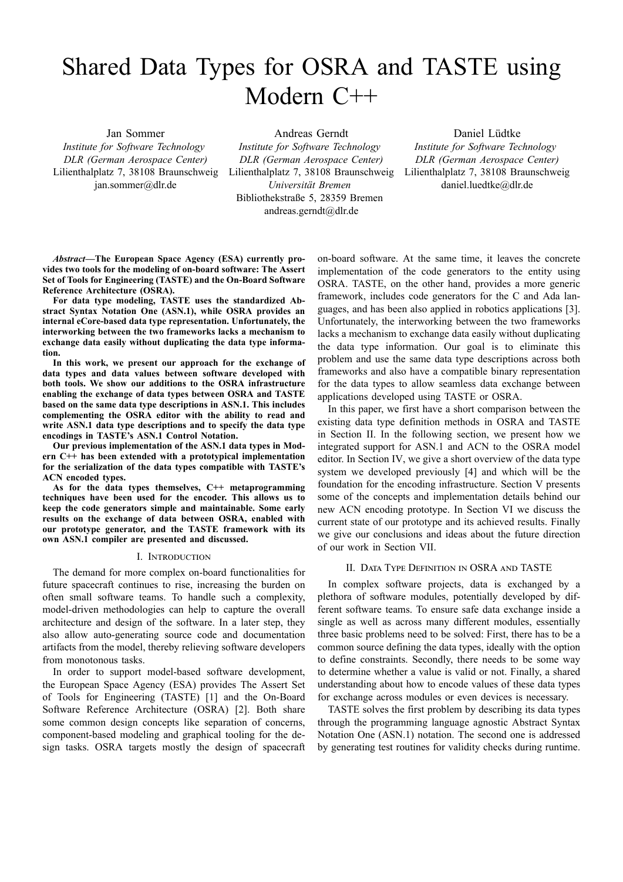# Shared Data Types for OSRA and TASTE using Modern C++

Jan Sommer
*Institute for Software Technology*
*DLR (German Aerospace Center)*
Lilienthalplatz 7, 38108 Braunschweig
jan.sommer@dlr.de

Andreas Gerndt
*Institute for Software Technology*
*DLR (German Aerospace Center)*
Lilienthalplatz 7, 38108 Braunschweig
*Universität Bremen*
Bibliothekstraße 5, 28359 Bremen
andreas.gerndt@dlr.de

Daniel Lüdtke
*Institute for Software Technology*
*DLR (German Aerospace Center)*
Lilienthalplatz 7, 38108 Braunschweig
daniel.luedtke@dlr.de

***Abstract*—The European Space Agency (ESA) currently provides two tools for the modeling of on-board software: The Assert Set of Tools for Engineering (TASTE) and the On-Board Software Reference Architecture (OSRA).**

**For data type modeling, TASTE uses the standardized Abstract Syntax Notation One (ASN.1), while OSRA provides an internal eCore-based data type representation. Unfortunately, the interworking between the two frameworks lacks a mechanism to exchange data easily without duplicating the data type information.**

**In this work, we present our approach for the exchange of data types and data values between software developed with both tools. We show our additions to the OSRA infrastructure enabling the exchange of data types between OSRA and TASTE based on the same data type descriptions in ASN.1. This includes complementing the OSRA editor with the ability to read and write ASN.1 data type descriptions and to specify the data type encodings in TASTE's ASN.1 Control Notation.**

**Our previous implementation of the ASN.1 data types in Modern C++ has been extended with a prototypical implementation for the serialization of the data types compatible with TASTE's ACN encoded types.**

**As for the data types themselves, C++ metaprogramming techniques have been used for the encoder. This allows us to keep the code generators simple and maintainable. Some early results on the exchange of data between OSRA, enabled with our prototype generator, and the TASTE framework with its own ASN.1 compiler are presented and discussed.**

## I. Introduction

The demand for more complex on-board functionalities for future spacecraft continues to rise, increasing the burden on often small software teams. To handle such a complexity, model-driven methodologies can help to capture the overall architecture and design of the software. In a later step, they also allow auto-generating source code and documentation artifacts from the model, thereby relieving software developers from monotonous tasks.

In order to support model-based software development, the European Space Agency (ESA) provides The Assert Set of Tools for Engineering (TASTE) [1] and the On-Board Software Reference Architecture (OSRA) [2]. Both share some common design concepts like separation of concerns, component-based modeling and graphical tooling for the design tasks. OSRA targets mostly the design of spacecraft on-board software. At the same time, it leaves the concrete implementation of the code generators to the entity using OSRA. TASTE, on the other hand, provides a more generic framework, includes code generators for the C and Ada languages, and has been also applied in robotics applications [3]. Unfortunately, the interworking between the two frameworks lacks a mechanism to exchange data easily without duplicating the data type information. Our goal is to eliminate this problem and use the same data type descriptions across both frameworks and also have a compatible binary representation for the data types to allow seamless data exchange between applications developed using TASTE or OSRA.

In this paper, we first have a short comparison between the existing data type definition methods in OSRA and TASTE in Section II. In the following section, we present how we integrated support for ASN.1 and ACN to the OSRA model editor. In Section IV, we give a short overview of the data type system we developed previously [4] and which will be the foundation for the encoding infrastructure. Section V presents some of the concepts and implementation details behind our new ACN encoding prototype. In Section VI we discuss the current state of our prototype and its achieved results. Finally we give our conclusions and ideas about the future direction of our work in Section VII.

## II. Data Type Definition in OSRA and TASTE

In complex software projects, data is exchanged by a plethora of software modules, potentially developed by different software teams. To ensure safe data exchange inside a single as well as across many different modules, essentially three basic problems need to be solved: First, there has to be a common source defining the data types, ideally with the option to define constraints. Secondly, there needs to be some way to determine whether a value is valid or not. Finally, a shared understanding about how to encode values of these data types for exchange across modules or even devices is necessary.

TASTE solves the first problem by describing its data types through the programming language agnostic Abstract Syntax Notation One (ASN.1) notation. The second one is addressed by generating test routines for validity checks during runtime.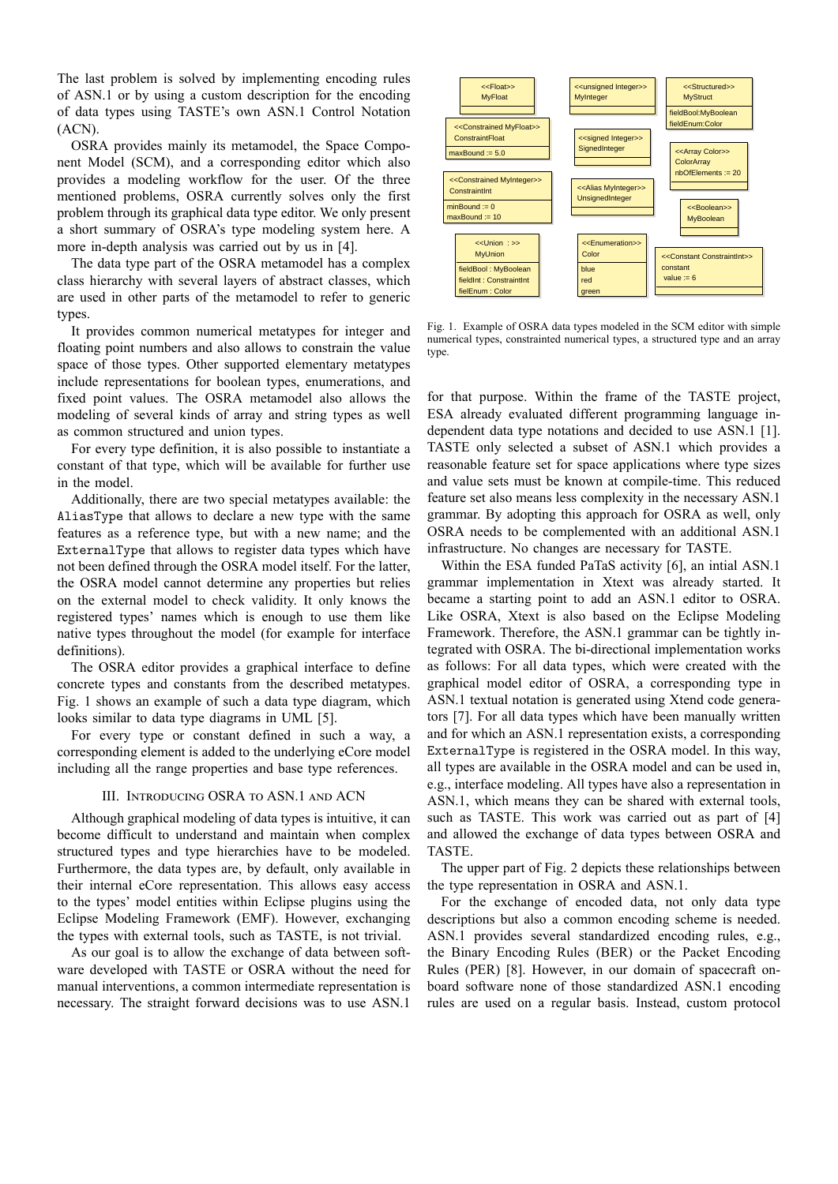The last problem is solved by implementing encoding rules of ASN.1 or by using a custom description for the encoding of data types using TASTE's own ASN.1 Control Notation (ACN).

OSRA provides mainly its metamodel, the Space Component Model (SCM), and a corresponding editor which also provides a modeling workflow for the user. Of the three mentioned problems, OSRA currently solves only the first problem through its graphical data type editor. We only present a short summary of OSRA's type modeling system here. A more in-depth analysis was carried out by us in [4].

The data type part of the OSRA metamodel has a complex class hierarchy with several layers of abstract classes, which are used in other parts of the metamodel to refer to generic types.

It provides common numerical metatypes for integer and floating point numbers and also allows to constrain the value space of those types. Other supported elementary metatypes include representations for boolean types, enumerations, and fixed point values. The OSRA metamodel also allows the modeling of several kinds of array and string types as well as common structured and union types.

For every type definition, it is also possible to instantiate a constant of that type, which will be available for further use in the model.

Additionally, there are two special metatypes available: the `AliasType` that allows to declare a new type with the same features as a reference type, but with a new name; and the `ExternalType` that allows to register data types which have not been defined through the OSRA model itself. For the latter, the OSRA model cannot determine any properties but relies on the external model to check validity. It only knows the registered types' names which is enough to use them like native types throughout the model (for example for interface definitions).

The OSRA editor provides a graphical interface to define concrete types and constants from the described metatypes. Fig. 1 shows an example of such a data type diagram, which looks similar to data type diagrams in UML [5].

For every type or constant defined in such a way, a corresponding element is added to the underlying eCore model including all the range properties and base type references.

## III. Introducing OSRA to ASN.1 and ACN

Although graphical modeling of data types is intuitive, it can become difficult to understand and maintain when complex structured types and type hierarchies have to be modeled. Furthermore, the data types are, by default, only available in their internal eCore representation. This allows easy access to the types' model entities within Eclipse plugins using the Eclipse Modeling Framework (EMF). However, exchanging the types with external tools, such as TASTE, is not trivial.

As our goal is to allow the exchange of data between software developed with TASTE or OSRA without the need for manual interventions, a common intermediate representation is necessary. The straight forward decisions was to use ASN.1

Fig. 1. Example of OSRA data types modeled in the SCM editor with simple numerical types, constrainted numerical types, a structured type and an array type.

for that purpose. Within the frame of the TASTE project, ESA already evaluated different programming language independent data type notations and decided to use ASN.1 [1]. TASTE only selected a subset of ASN.1 which provides a reasonable feature set for space applications where type sizes and value sets must be known at compile-time. This reduced feature set also means less complexity in the necessary ASN.1 grammar. By adopting this approach for OSRA as well, only OSRA needs to be complemented with an additional ASN.1 infrastructure. No changes are necessary for TASTE.

Within the ESA funded PaTaS activity [6], an intial ASN.1 grammar implementation in Xtext was already started. It became a starting point to add an ASN.1 editor to OSRA. Like OSRA, Xtext is also based on the Eclipse Modeling Framework. Therefore, the ASN.1 grammar can be tightly integrated with OSRA. The bi-directional implementation works as follows: For all data types, which were created with the graphical model editor of OSRA, a corresponding type in ASN.1 textual notation is generated using Xtend code generators [7]. For all data types which have been manually written and for which an ASN.1 representation exists, a corresponding `ExternalType` is registered in the OSRA model. In this way, all types are available in the OSRA model and can be used in, e.g., interface modeling. All types have also a representation in ASN.1, which means they can be shared with external tools, such as TASTE. This work was carried out as part of [4] and allowed the exchange of data types between OSRA and TASTE.

The upper part of Fig. 2 depicts these relationships between the type representation in OSRA and ASN.1.

For the exchange of encoded data, not only data type descriptions but also a common encoding scheme is needed. ASN.1 provides several standardized encoding rules, e.g., the Binary Encoding Rules (BER) or the Packet Encoding Rules (PER) [8]. However, in our domain of spacecraft onboard software none of those standardized ASN.1 encoding rules are used on a regular basis. Instead, custom protocol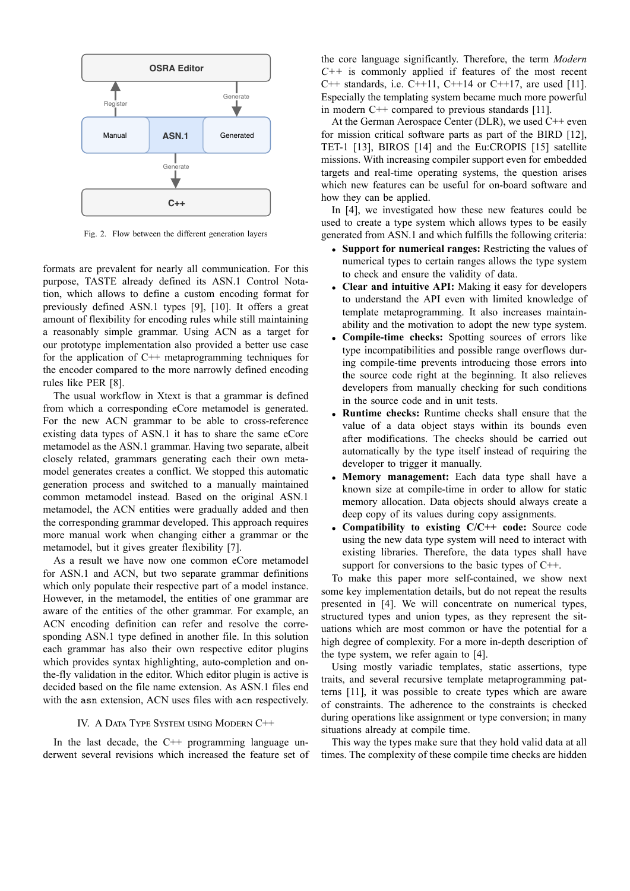Fig. 2. Flow between the different generation layers

formats are prevalent for nearly all communication. For this purpose, TASTE already defined its ASN.1 Control Notation, which allows to define a custom encoding format for previously defined ASN.1 types [9], [10]. It offers a great amount of flexibility for encoding rules while still maintaining a reasonably simple grammar. Using ACN as a target for our prototype implementation also provided a better use case for the application of C++ metaprogramming techniques for the encoder compared to the more narrowly defined encoding rules like PER [8].

The usual workflow in Xtext is that a grammar is defined from which a corresponding eCore metamodel is generated. For the new ACN grammar to be able to cross-reference existing data types of ASN.1 it has to share the same eCore metamodel as the ASN.1 grammar. Having two separate, albeit closely related, grammars generating each their own metamodel generates creates a conflict. We stopped this automatic generation process and switched to a manually maintained common metamodel instead. Based on the original ASN.1 metamodel, the ACN entities were gradually added and then the corresponding grammar developed. This approach requires more manual work when changing either a grammar or the metamodel, but it gives greater flexibility [7].

As a result we have now one common eCore metamodel for ASN.1 and ACN, but two separate grammar definitions which only populate their respective part of a model instance. However, in the metamodel, the entities of one grammar are aware of the entities of the other grammar. For example, an ACN encoding definition can refer and resolve the corresponding ASN.1 type defined in another file. In this solution each grammar has also their own respective editor plugins which provides syntax highlighting, auto-completion and on-the-fly validation in the editor. Which editor plugin is active is decided based on the file name extension. As ASN.1 files end with the `asn` extension, ACN uses files with `acn` respectively.

## IV. A Data Type System using Modern C++

In the last decade, the C++ programming language underwent several revisions which increased the feature set of the core language significantly. Therefore, the term *Modern C++* is commonly applied if features of the most recent C++ standards, i.e. C++11, C++14 or C++17, are used [11]. Especially the templating system became much more powerful in modern C++ compared to previous standards [11].

At the German Aerospace Center (DLR), we used C++ even for mission critical software parts as part of the BIRD [12], TET-1 [13], BIROS [14] and the Eu:CROPIS [15] satellite missions. With increasing compiler support even for embedded targets and real-time operating systems, the question arises which new features can be useful for on-board software and how they can be applied.

In [4], we investigated how these new features could be used to create a type system which allows types to be easily generated from ASN.1 and which fulfills the following criteria:

- **Support for numerical ranges:** Restricting the values of numerical types to certain ranges allows the type system to check and ensure the validity of data.
- **Clear and intuitive API:** Making it easy for developers to understand the API even with limited knowledge of template metaprogramming. It also increases maintainability and the motivation to adopt the new type system.
- **Compile-time checks:** Spotting sources of errors like type incompatibilities and possible range overflows during compile-time prevents introducing those errors into the source code right at the beginning. It also relieves developers from manually checking for such conditions in the source code and in unit tests.
- **Runtime checks:** Runtime checks shall ensure that the value of a data object stays within its bounds even after modifications. The checks should be carried out automatically by the type itself instead of requiring the developer to trigger it manually.
- **Memory management:** Each data type shall have a known size at compile-time in order to allow for static memory allocation. Data objects should always create a deep copy of its values during copy assignments.
- **Compatibility to existing C/C++ code:** Source code using the new data type system will need to interact with existing libraries. Therefore, the data types shall have support for conversions to the basic types of C++.

To make this paper more self-contained, we show next some key implementation details, but do not repeat the results presented in [4]. We will concentrate on numerical types, structured types and union types, as they represent the situations which are most common or have the potential for a high degree of complexity. For a more in-depth description of the type system, we refer again to [4].

Using mostly variadic templates, static assertions, type traits, and several recursive template metaprogramming patterns [11], it was possible to create types which are aware of constraints. The adherence to the constraints is checked during operations like assignment or type conversion; in many situations already at compile time.

This way the types make sure that they hold valid data at all times. The complexity of these compile time checks are hidden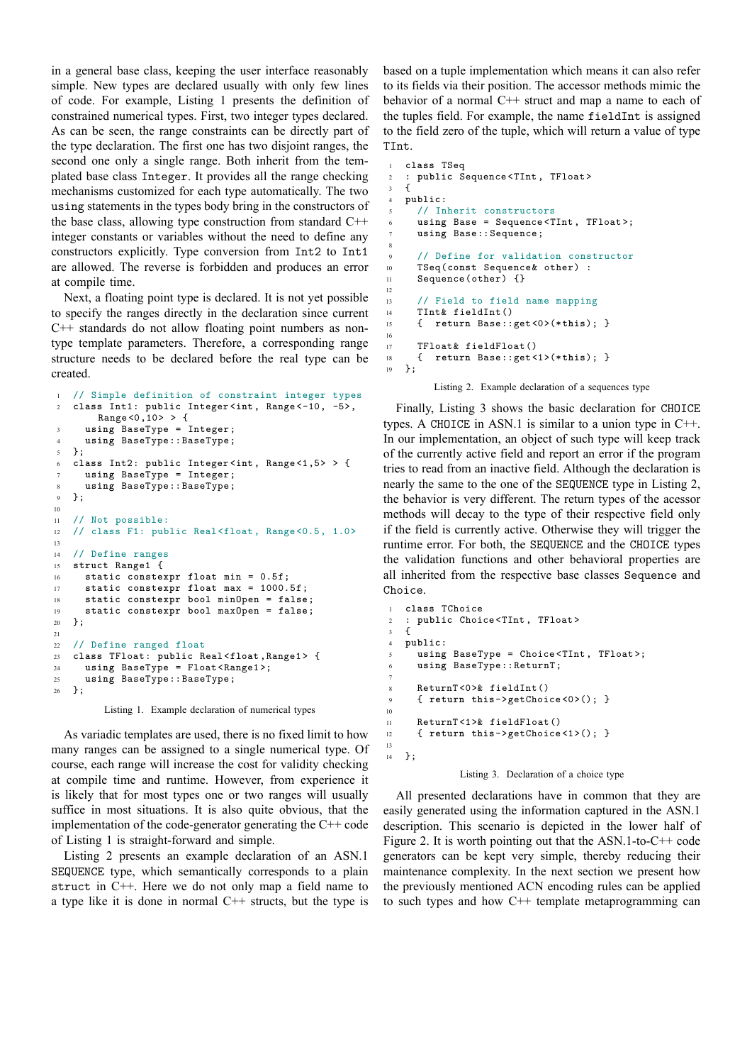in a general base class, keeping the user interface reasonably simple. New types are declared usually with only few lines of code. For example, Listing 1 presents the definition of constrained numerical types. First, two integer types declared. As can be seen, the range constraints can be directly part of the type declaration. The first one has two disjoint ranges, the second one only a single range. Both inherit from the templated base class `Integer`. It provides all the range checking mechanisms customized for each type automatically. The two `using` statements in the types body bring in the constructors of the base class, allowing type construction from standard C++ integer constants or variables without the need to define any constructors explicitly. Type conversion from `Int2` to `Int1` are allowed. The reverse is forbidden and produces an error at compile time.

Next, a floating point type is declared. It is not yet possible to specify the ranges directly in the declaration since current C++ standards do not allow floating point numbers as non-type template parameters. Therefore, a corresponding range structure needs to be declared before the real type can be created.

```
// Simple definition of constraint integer types
class Int1: public Integer<int, Range<-10, -5>,
    Range<0,10> > {
  using BaseType = Integer;
  using BaseType::BaseType;
};
class Int2: public Integer<int, Range<1,5> > {
  using BaseType = Integer;
  using BaseType::BaseType;
};

// Not possible:
// class F1: public Real<float, Range<0.5, 1.0>

// Define ranges
struct Range1 {
  static constexpr float min = 0.5f;
  static constexpr float max = 1000.5f;
  static constexpr bool minOpen = false;
  static constexpr bool maxOpen = false;
};

// Define ranged float
class TFloat: public Real<float,Range1> {
  using BaseType = Float<Range1>;
  using BaseType::BaseType;
};
```

Listing 1. Example declaration of numerical types

As variadic templates are used, there is no fixed limit to how many ranges can be assigned to a single numerical type. Of course, each range will increase the cost for validity checking at compile time and runtime. However, from experience it is likely that for most types one or two ranges will usually suffice in most situations. It is also quite obvious, that the implementation of the code-generator generating the C++ code of Listing 1 is straight-forward and simple.

Listing 2 presents an example declaration of an ASN.1 `SEQUENCE` type, which semantically corresponds to a plain `struct` in C++. Here we do not only map a field name to a type like it is done in normal C++ structs, but the type is based on a tuple implementation which means it can also refer to its fields via their position. The accessor methods mimic the behavior of a normal C++ struct and map a name to each of the tuples field. For example, the name `fieldInt` is assigned to the field zero of the tuple, which will return a value of type `TInt`.

```
class TSeq
: public Sequence<TInt, TFloat>
{
public:
  // Inherit constructors
  using Base = Sequence<TInt, TFloat>;
  using Base::Sequence;

  // Define for validation constructor
  TSeq(const Sequence& other) :
  Sequence(other) {}

  // Field to field name mapping
  TInt& fieldInt()
  {  return Base::get<0>(*this); }

  TFloat& fieldFloat()
  {  return Base::get<1>(*this); }
};
```

Listing 2. Example declaration of a sequences type

Finally, Listing 3 shows the basic declaration for `CHOICE` types. A `CHOICE` in ASN.1 is similar to a union type in C++. In our implementation, an object of such type will keep track of the currently active field and report an error if the program tries to read from an inactive field. Although the declaration is nearly the same to the one of the `SEQUENCE` type in Listing 2, the behavior is very different. The return types of the acessor methods will decay to the type of their respective field only if the field is currently active. Otherwise they will trigger the runtime error. For both, the `SEQUENCE` and the `CHOICE` types the validation functions and other behavioral properties are all inherited from the respective base classes `Sequence` and `Choice`.

```
class TChoice
: public Choice<TInt, TFloat>
{
public:
  using BaseType = Choice<TInt, TFloat>;
  using BaseType::ReturnT;

  ReturnT<0>& fieldInt()
  { return this->getChoice<0>(); }

  ReturnT<1>& fieldFloat()
  { return this->getChoice<1>(); }

};
```

Listing 3. Declaration of a choice type

All presented declarations have in common that they are easily generated using the information captured in the ASN.1 description. This scenario is depicted in the lower half of Figure 2. It is worth pointing out that the ASN.1-to-C++ code generators can be kept very simple, thereby reducing their maintenance complexity. In the next section we present how the previously mentioned ACN encoding rules can be applied to such types and how C++ template metaprogramming can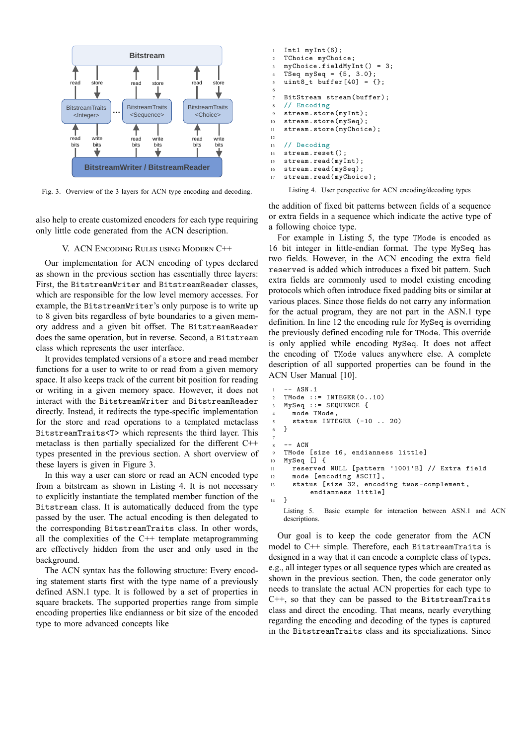Fig. 3. Overview of the 3 layers for ACN type encoding and decoding.

also help to create customized encoders for each type requiring only little code generated from the ACN description.

## V. ACN Encoding Rules using Modern C++

Our implementation for ACN encoding of types declared as shown in the previous section has essentially three layers: First, the `BitstreamWriter` and `BitstreamReader` classes, which are responsible for the low level memory accesses. For example, the `BitstreamWriter`'s only purpose is to write up to 8 given bits regardless of byte boundaries to a given memory address and a given bit offset. The `BitstreamReader` does the same operation, but in reverse. Second, a `Bitstream` class which represents the user interface.

It provides templated versions of a `store` and `read` member functions for a user to write to or read from a given memory space. It also keeps track of the current bit position for reading or writing in a given memory space. However, it does not interact with the `BitstreamWriter` and `BitstreamReader` directly. Instead, it redirects the type-specific implementation for the store and read operations to a templated metaclass `BitstreamTraits<T>` which represents the third layer. This metaclass is then partially specialized for the different C++ types presented in the previous section. A short overview of these layers is given in Figure 3.

In this way a user can store or read an ACN encoded type from a bitstream as shown in Listing 4. It is not necessary to explicitly instantiate the templated member function of the `Bitstream` class. It is automatically deduced from the type passed by the user. The actual encoding is then delegated to the corresponding `BitstreamTraits` class. In other words, all the complexities of the C++ template metaprogramming are effectively hidden from the user and only used in the background.

The ACN syntax has the following structure: Every encoding statement starts first with the type name of a previously defined ASN.1 type. It is followed by a set of properties in square brackets. The supported properties range from simple encoding properties like endianness or bit size of the encoded type to more advanced concepts like

```
Int1 myInt(6);
TChoice myChoice;
myChoice.fieldMyInt() = 3;
TSeq mySeq = {5, 3.0};
uint8_t buffer[40] = {};

BitStream stream(buffer);
// Encoding
stream.store(myInt);
stream.store(mySeq);
stream.store(myChoice);

// Decoding
stream.reset();
stream.read(myInt);
stream.read(mySeq);
stream.read(myChoice);
```

Listing 4. User perspective for ACN encoding/decoding types

the addition of fixed bit patterns between fields of a sequence or extra fields in a sequence which indicate the active type of a following choice type.

For example in Listing 5, the type `TMode` is encoded as 16 bit integer in little-endian format. The type `MySeq` has two fields. However, in the ACN encoding the extra field `reserved` is added which introduces a fixed bit pattern. Such extra fields are commonly used to model existing encoding protocols which often introduce fixed padding bits or similar at various places. Since those fields do not carry any information for the actual program, they are not part in the ASN.1 type definition. In line 12 the encoding rule for `MySeq` is overriding the previously defined encoding rule for `TMode`. This override is only applied while encoding `MySeq`. It does not affect the encoding of `TMode` values anywhere else. A complete description of all supported properties can be found in the ACN User Manual [10].

```
-- ASN.1
TMode ::= INTEGER(0..10)
MySeq ::= SEQUENCE {
   mode TMode,
   status INTEGER (-10 .. 20)
}

-- ACN
TMode [size 16, endianness little]
MySeq [] {
   reserved NULL [pattern '1001'B] // Extra field
   mode [encoding ASCII],
   status [size 32, encoding twos-complement,
        endianness little]
}
```

Listing 5. Basic example for interaction between ASN.1 and ACN descriptions.

Our goal is to keep the code generator from the ACN model to C++ simple. Therefore, each `BitstreamTraits` is designed in a way that it can encode a complete class of types, e.g., all integer types or all sequence types which are created as shown in the previous section. Then, the code generator only needs to translate the actual ACN properties for each type to C++, so that they can be passed to the `BitstreamTraits` class and direct the encoding. That means, nearly everything regarding the encoding and decoding of the types is captured in the `BitstreamTraits` class and its specializations. Since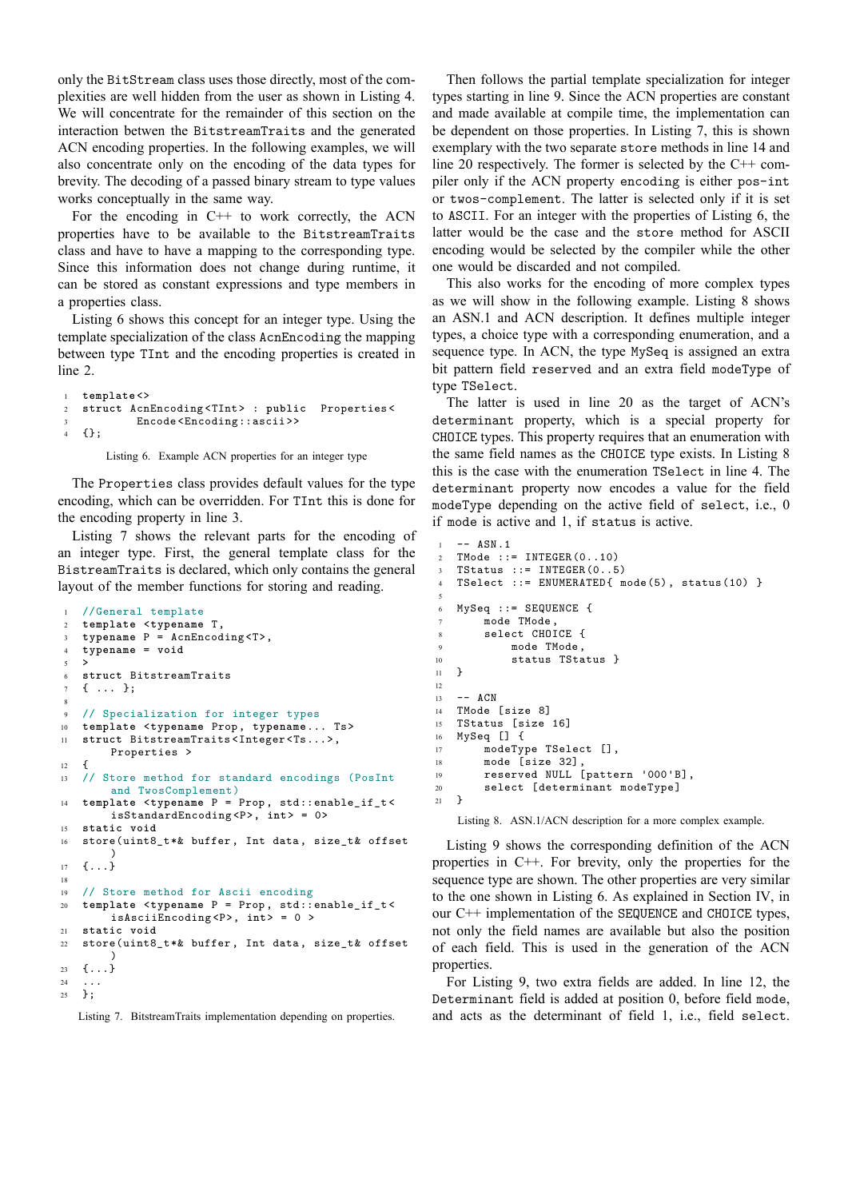only the BitStream class uses those directly, most of the complexities are well hidden from the user as shown in Listing 4. We will concentrate for the remainder of this section on the interaction betwen the BitstreamTraits and the generated ACN encoding properties. In the following examples, we will also concentrate only on the encoding of the data types for brevity. The decoding of a passed binary stream to type values works conceptually in the same way.

For the encoding in C++ to work correctly, the ACN properties have to be available to the BitstreamTraits class and have to have a mapping to the corresponding type. Since this information does not change during runtime, it can be stored as constant expressions and type members in a properties class.

Listing 6 shows this concept for an integer type. Using the template specialization of the class AcnEncoding the mapping between type TInt and the encoding properties is created in line 2.

```
template<>
struct AcnEncoding<TInt> : public  Properties<
        Encode<Encoding::ascii>>
{};
```

Listing 6. Example ACN properties for an integer type

The Properties class provides default values for the type encoding, which can be overridden. For TInt this is done for the encoding property in line 3.

Listing 7 shows the relevant parts for the encoding of an integer type. First, the general template class for the BistreamTraits is declared, which only contains the general layout of the member functions for storing and reading.

```
//General template
template <typename T,
typename P = AcnEncoding<T>,
typename = void
>
struct BitstreamTraits
{ ... };

// Specialization for integer types
template <typename Prop, typename... Ts>
struct BitstreamTraits<Integer<Ts...>,
    Properties >
{
// Store method for standard encodings (PosInt
    and TwosComplement)
template <typename P = Prop, std::enable_if_t<
    isStandardEncoding<P>, int> = 0>
static void
store(uint8_t*& buffer, Int data, size_t& offset
    )
{...}

// Store method for Ascii encoding
template <typename P = Prop, std::enable_if_t<
    isAsciiEncoding<P>, int> = 0 >
static void
store(uint8_t*& buffer, Int data, size_t& offset
    )
{...}
...
};
```

Listing 7. BitstreamTraits implementation depending on properties.

Then follows the partial template specialization for integer types starting in line 9. Since the ACN properties are constant and made available at compile time, the implementation can be dependent on those properties. In Listing 7, this is shown exemplary with the two separate store methods in line 14 and line 20 respectively. The former is selected by the C++ compiler only if the ACN property encoding is either pos-int or twos-complement. The latter is selected only if it is set to ASCII. For an integer with the properties of Listing 6, the latter would be the case and the store method for ASCII encoding would be selected by the compiler while the other one would be discarded and not compiled.

This also works for the encoding of more complex types as we will show in the following example. Listing 8 shows an ASN.1 and ACN description. It defines multiple integer types, a choice type with a corresponding enumeration, and a sequence type. In ACN, the type MySeq is assigned an extra bit pattern field reserved and an extra field modeType of type TSelect.

The latter is used in line 20 as the target of ACN's determinant property, which is a special property for CHOICE types. This property requires that an enumeration with the same field names as the CHOICE type exists. In Listing 8 this is the case with the enumeration TSelect in line 4. The determinant property now encodes a value for the field modeType depending on the active field of select, i.e., 0 if mode is active and 1, if status is active.

```
-- ASN.1
TMode ::= INTEGER(0..10)
TStatus ::= INTEGER(0..5)
TSelect ::= ENUMERATED{ mode(5), status(10) }

MySeq ::= SEQUENCE {
    mode TMode,
    select CHOICE {
        mode TMode,
        status TStatus }
}

-- ACN
TMode [size 8]
TStatus [size 16]
MySeq [] {
    modeType TSelect [],
    mode [size 32],
    reserved NULL [pattern '000'B],
    select [determinant modeType]
}
```

Listing 8. ASN.1/ACN description for a more complex example.

Listing 9 shows the corresponding definition of the ACN properties in C++. For brevity, only the properties for the sequence type are shown. The other properties are very similar to the one shown in Listing 6. As explained in Section IV, in our C++ implementation of the SEQUENCE and CHOICE types, not only the field names are available but also the position of each field. This is used in the generation of the ACN properties.

For Listing 9, two extra fields are added. In line 12, the Determinant field is added at position 0, before field mode, and acts as the determinant of field 1, i.e., field select.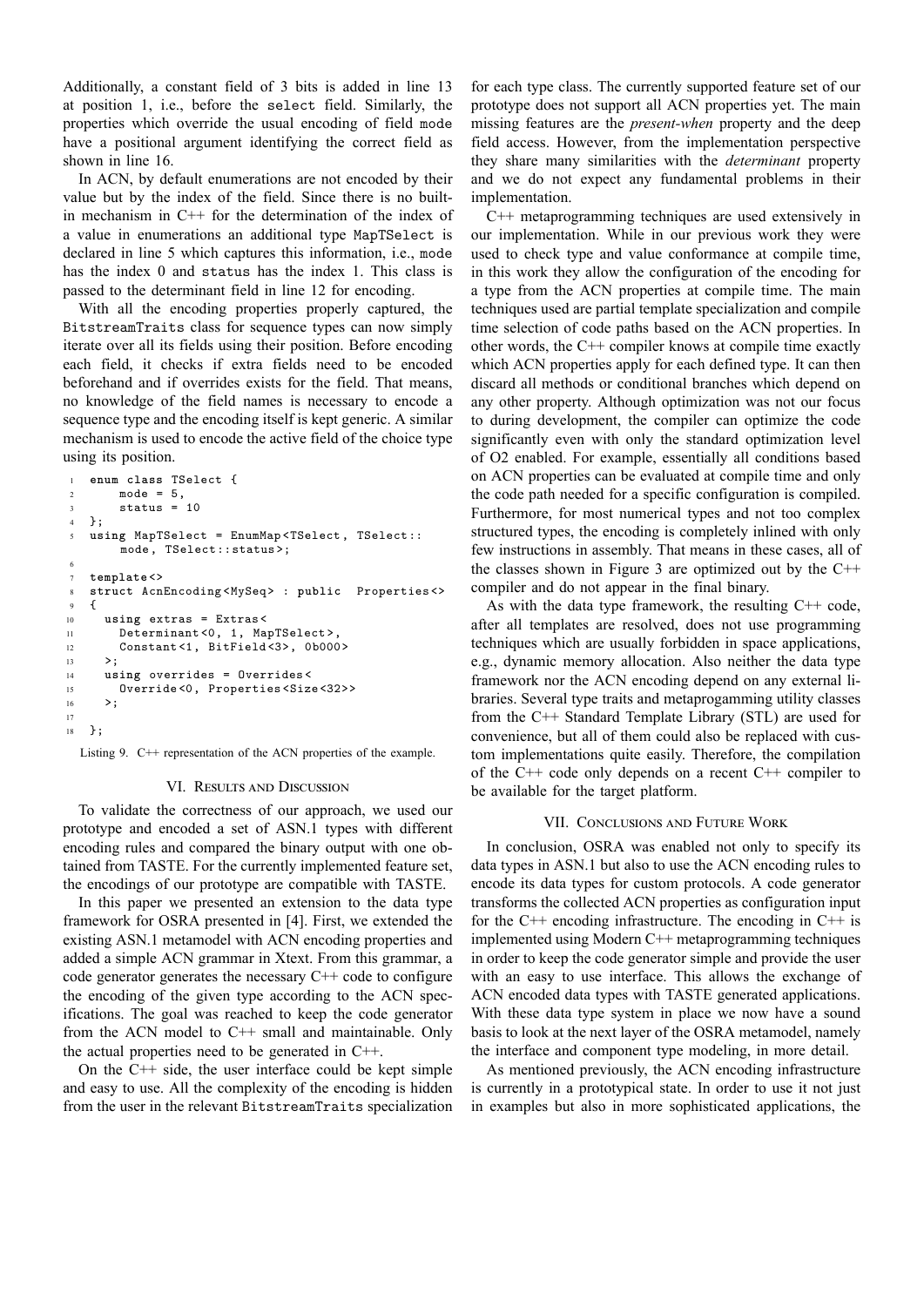Additionally, a constant field of 3 bits is added in line 13 at position 1, i.e., before the `select` field. Similarly, the properties which override the usual encoding of field `mode` have a positional argument identifying the correct field as shown in line 16.

In ACN, by default enumerations are not encoded by their value but by the index of the field. Since there is no built-in mechanism in C++ for the determination of the index of a value in enumerations an additional type `MapTSelect` is declared in line 5 which captures this information, i.e., `mode` has the index 0 and `status` has the index 1. This class is passed to the determinant field in line 12 for encoding.

With all the encoding properties properly captured, the `BitstreamTraits` class for sequence types can now simply iterate over all its fields using their position. Before encoding each field, it checks if extra fields need to be encoded beforehand and if overrides exists for the field. That means, no knowledge of the field names is necessary to encode a sequence type and the encoding itself is kept generic. A similar mechanism is used to encode the active field of the choice type using its position.

```
1  enum class TSelect {
2      mode = 5,
3      status = 10
4  };
5  using MapTSelect = EnumMap<TSelect, TSelect::
       mode, TSelect::status>;
6
7  template<>
8  struct AcnEncoding<MySeq> : public  Properties<>
9  {
10   using extras = Extras<
11     Determinant<0, 1, MapTSelect>,
12     Constant<1, BitField<3>, 0b000>
13   >;
14   using overrides = Overrides<
15     Override<0, Properties<Size<32>>
16   >;
17
18 };
```

Listing 9. C++ representation of the ACN properties of the example.

## VI. Results and Discussion

To validate the correctness of our approach, we used our prototype and encoded a set of ASN.1 types with different encoding rules and compared the binary output with one obtained from TASTE. For the currently implemented feature set, the encodings of our prototype are compatible with TASTE.

In this paper we presented an extension to the data type framework for OSRA presented in [4]. First, we extended the existing ASN.1 metamodel with ACN encoding properties and added a simple ACN grammar in Xtext. From this grammar, a code generator generates the necessary C++ code to configure the encoding of the given type according to the ACN specifications. The goal was reached to keep the code generator from the ACN model to C++ small and maintainable. Only the actual properties need to be generated in C++.

On the C++ side, the user interface could be kept simple and easy to use. All the complexity of the encoding is hidden from the user in the relevant `BitstreamTraits` specialization for each type class. The currently supported feature set of our prototype does not support all ACN properties yet. The main missing features are the *present-when* property and the deep field access. However, from the implementation perspective they share many similarities with the *determinant* property and we do not expect any fundamental problems in their implementation.

C++ metaprogramming techniques are used extensively in our implementation. While in our previous work they were used to check type and value conformance at compile time, in this work they allow the configuration of the encoding for a type from the ACN properties at compile time. The main techniques used are partial template specialization and compile time selection of code paths based on the ACN properties. In other words, the C++ compiler knows at compile time exactly which ACN properties apply for each defined type. It can then discard all methods or conditional branches which depend on any other property. Although optimization was not our focus during development, the compiler can optimize the code significantly even with only the standard optimization level of O2 enabled. For example, essentially all conditions based on ACN properties can be evaluated at compile time and only the code path needed for a specific configuration is compiled. Furthermore, for most numerical types and not too complex structured types, the encoding is completely inlined with only few instructions in assembly. That means in these cases, all of the classes shown in Figure 3 are optimized out by the C++ compiler and do not appear in the final binary.

As with the data type framework, the resulting C++ code, after all templates are resolved, does not use programming techniques which are usually forbidden in space applications, e.g., dynamic memory allocation. Also neither the data type framework nor the ACN encoding depend on any external libraries. Several type traits and metaprogramming utility classes from the C++ Standard Template Library (STL) are used for convenience, but all of them could also be replaced with custom implementations quite easily. Therefore, the compilation of the C++ code only depends on a recent C++ compiler to be available for the target platform.

## VII. Conclusions and Future Work

In conclusion, OSRA was enabled not only to specify its data types in ASN.1 but also to use the ACN encoding rules to encode its data types for custom protocols. A code generator transforms the collected ACN properties as configuration input for the C++ encoding infrastructure. The encoding in C++ is implemented using Modern C++ metaprogramming techniques in order to keep the code generator simple and provide the user with an easy to use interface. This allows the exchange of ACN encoded data types with TASTE generated applications. With these data type system in place we now have a sound basis to look at the next layer of the OSRA metamodel, namely the interface and component type modeling, in more detail.

As mentioned previously, the ACN encoding infrastructure is currently in a prototypical state. In order to use it not just in examples but also in more sophisticated applications, the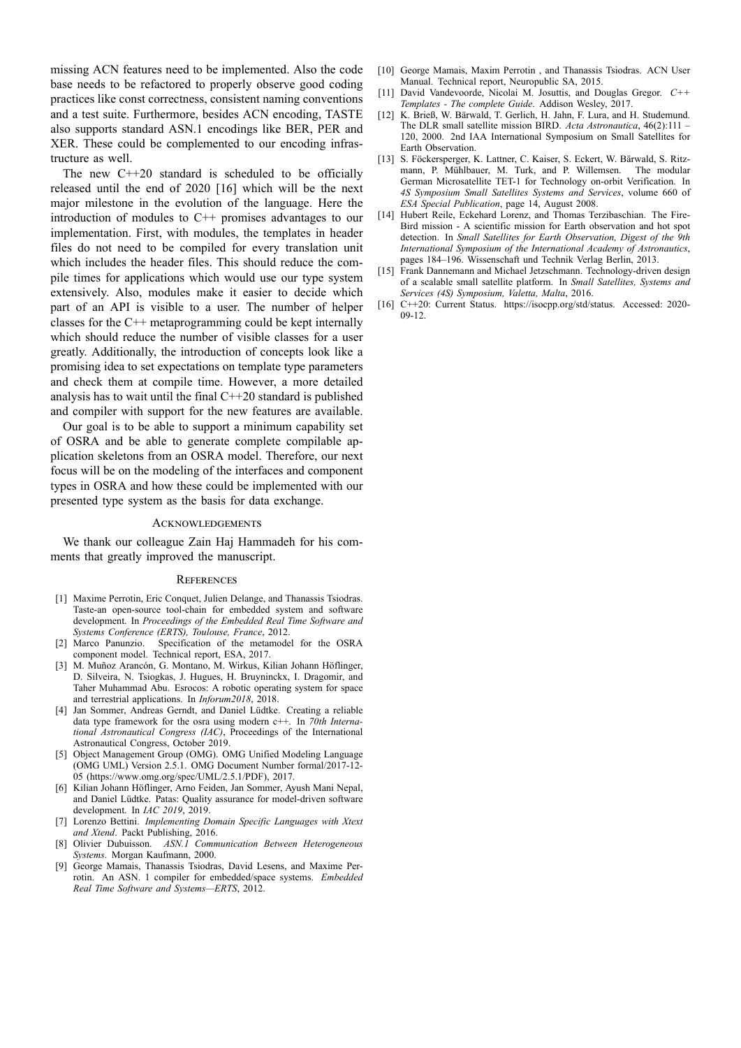missing ACN features need to be implemented. Also the code base needs to be refactored to properly observe good coding practices like const correctness, consistent naming conventions and a test suite. Furthermore, besides ACN encoding, TASTE also supports standard ASN.1 encodings like BER, PER and XER. These could be complemented to our encoding infrastructure as well.

The new C++20 standard is scheduled to be officially released until the end of 2020 [16] which will be the next major milestone in the evolution of the language. Here the introduction of modules to C++ promises advantages to our implementation. First, with modules, the templates in header files do not need to be compiled for every translation unit which includes the header files. This should reduce the compile times for applications which would use our type system extensively. Also, modules make it easier to decide which part of an API is visible to a user. The number of helper classes for the C++ metaprogramming could be kept internally which should reduce the number of visible classes for a user greatly. Additionally, the introduction of concepts look like a promising idea to set expectations on template type parameters and check them at compile time. However, a more detailed analysis has to wait until the final C++20 standard is published and compiler with support for the new features are available.

Our goal is to be able to support a minimum capability set of OSRA and be able to generate complete compilable application skeletons from an OSRA model. Therefore, our next focus will be on the modeling of the interfaces and component types in OSRA and how these could be implemented with our presented type system as the basis for data exchange.

## Acknowledgements

We thank our colleague Zain Haj Hammadeh for his comments that greatly improved the manuscript.

## References

[1] Maxime Perrotin, Eric Conquet, Julien Delange, and Thanassis Tsiodras. Taste-an open-source tool-chain for embedded system and software development. In *Proceedings of the Embedded Real Time Software and Systems Conference (ERTS), Toulouse, France*, 2012.

[2] Marco Panunzio. Specification of the metamodel for the OSRA component model. Technical report, ESA, 2017.

[3] M. Muñoz Arancón, G. Montano, M. Wirkus, Kilian Johann Höflinger, D. Silveira, N. Tsiogkas, J. Hugues, H. Bruyninckx, I. Dragomir, and Taher Muhammad Abu. Esrocos: A robotic operating system for space and terrestrial applications. In *Inforum2018*, 2018.

[4] Jan Sommer, Andreas Gerndt, and Daniel Lüdtke. Creating a reliable data type framework for the osra using modern c++. In *70th International Astronautical Congress (IAC)*, Proceedings of the International Astronautical Congress, October 2019.

[5] Object Management Group (OMG). OMG Unified Modeling Language (OMG UML) Version 2.5.1. OMG Document Number formal/2017-12-05 (https://www.omg.org/spec/UML/2.5.1/PDF), 2017.

[6] Kilian Johann Höflinger, Arno Feiden, Jan Sommer, Ayush Mani Nepal, and Daniel Lüdtke. Patas: Quality assurance for model-driven software development. In *IAC 2019*, 2019.

[7] Lorenzo Bettini. *Implementing Domain Specific Languages with Xtext and Xtend*. Packt Publishing, 2016.

[8] Olivier Dubuisson. *ASN.1 Communication Between Heterogeneous Systems*. Morgan Kaufmann, 2000.

[9] George Mamais, Thanassis Tsiodras, David Lesens, and Maxime Perrotin. An ASN. 1 compiler for embedded/space systems. *Embedded Real Time Software and Systems—ERTS*, 2012.

[10] George Mamais, Maxim Perrotin , and Thanassis Tsiodras. ACN User Manual. Technical report, Neuropublic SA, 2015.

[11] David Vandevoorde, Nicolai M. Josuttis, and Douglas Gregor. *C++ Templates - The complete Guide*. Addison Wesley, 2017.

[12] K. Brieß, W. Bärwald, T. Gerlich, H. Jahn, F. Lura, and H. Studemund. The DLR small satellite mission BIRD. *Acta Astronautica*, 46(2):111 – 120, 2000. 2nd IAA International Symposium on Small Satellites for Earth Observation.

[13] S. Föckersperger, K. Lattner, C. Kaiser, S. Eckert, W. Bärwald, S. Ritzmann, P. Mühlbauer, M. Turk, and P. Willemsen. The modular German Microsatellite TET-1 for Technology on-orbit Verification. In *4S Symposium Small Satellites Systems and Services*, volume 660 of *ESA Special Publication*, page 14, August 2008.

[14] Hubert Reile, Eckehard Lorenz, and Thomas Terzibaschian. The FireBird mission - A scientific mission for Earth observation and hot spot detection. In *Small Satellites for Earth Observation, Digest of the 9th International Symposium of the International Academy of Astronautics*, pages 184–196. Wissenschaft und Technik Verlag Berlin, 2013.

[15] Frank Dannemann and Michael Jetzschmann. Technology-driven design of a scalable small satellite platform. In *Small Satellites, Systems and Services (4S) Symposium, Valetta, Malta*, 2016.

[16] C++20: Current Status. https://isocpp.org/std/status. Accessed: 2020-09-12.